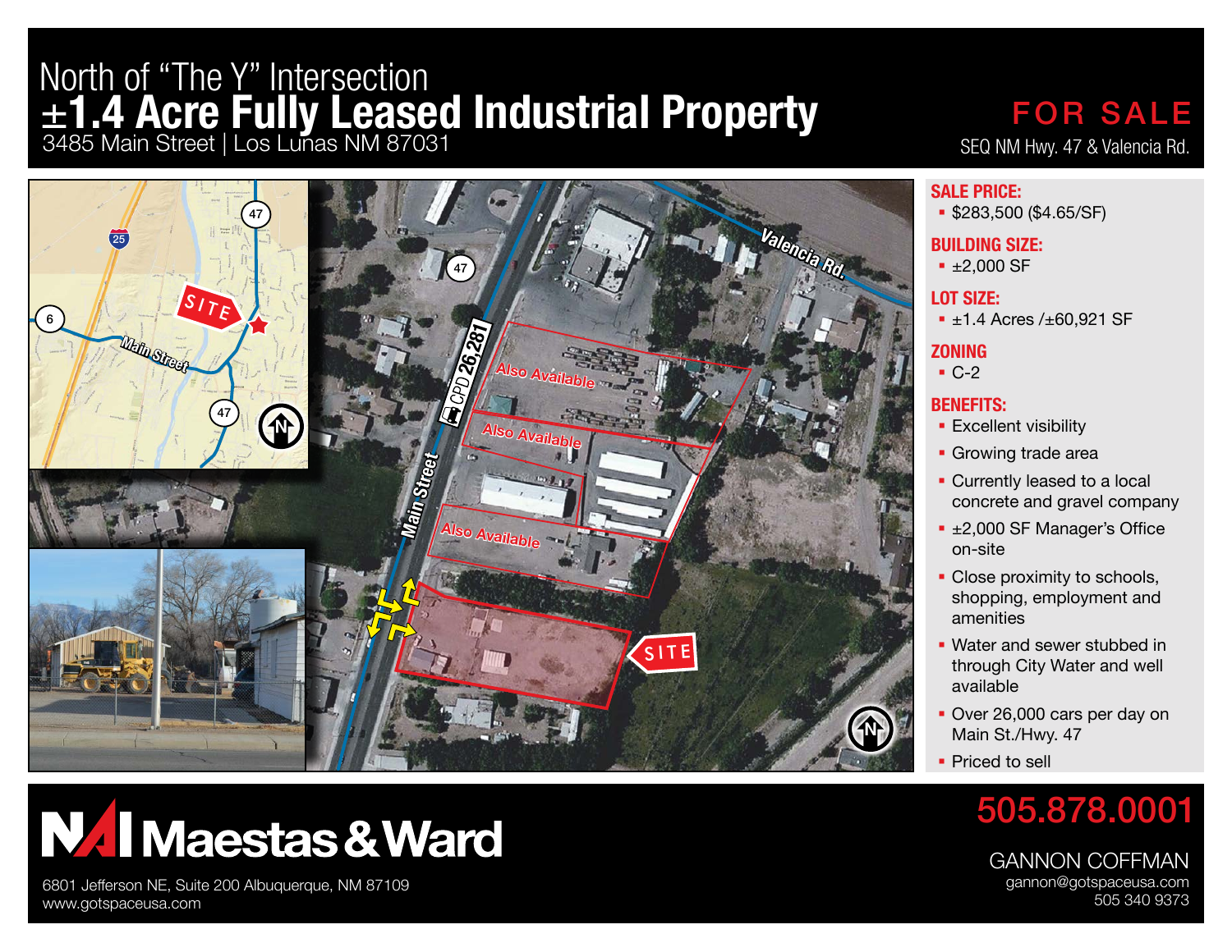# North of "The Y" Intersection
# ±1.4 Acre Fully Leased Industrial Property

3485 Main Street | Los Lunas NM 87031

**FOR SALE**

SEQ NM Hwy. 47 & Valencia Rd.

**SALE PRICE:**
- $283,500 ($4.65/SF)

**BUILDING SIZE:**
- ±2,000 SF

**LOT SIZE:**
- ±1.4 Acres /±60,921 SF

**ZONING**
- C-2

**BENEFITS:**
- Excellent visibility
- Growing trade area
- Currently leased to a local concrete and gravel company
- ±2,000 SF Manager's Office on-site
- Close proximity to schools, shopping, employment and amenities
- Water and sewer stubbed in through City Water and well available
- Over 26,000 cars per day on Main St./Hwy. 47
- Priced to sell

NAI Maestas & Ward

6801 Jefferson NE, Suite 200 Albuquerque, NM 87109
www.gotspaceusa.com

505.878.0001

GANNON COFFMAN
gannon@gotspaceusa.com
505 340 9373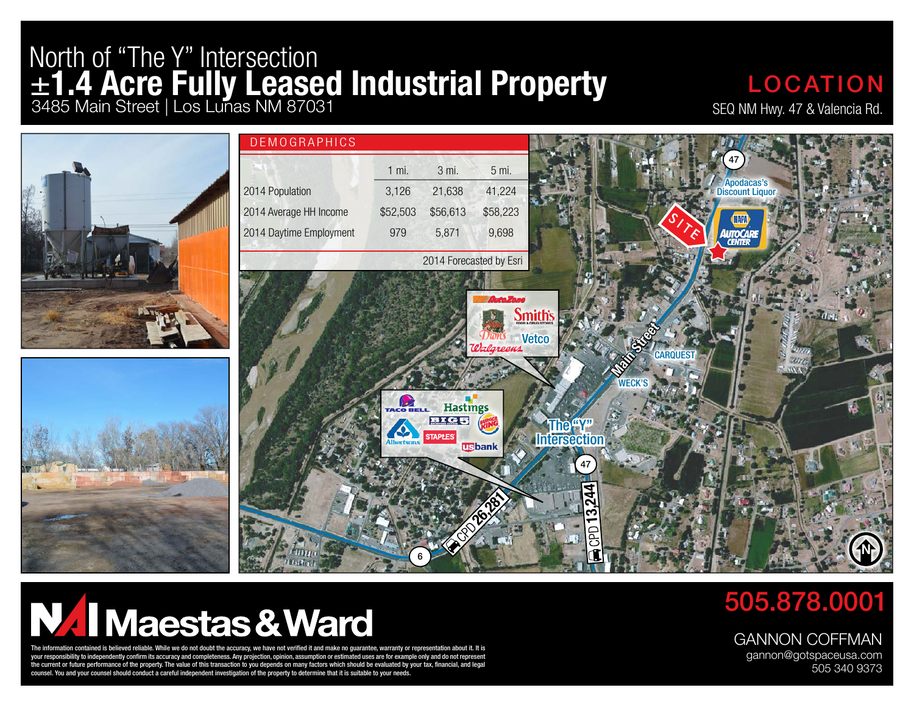North of “The Y” Intersection

# ±1.4 Acre Fully Leased Industrial Property

3485 Main Street | Los Lunas NM 87031

## LOCATION

SEQ NM Hwy. 47 & Valencia Rd.

### DEMOGRAPHICS

| | 1 mi. | 3 mi. | 5 mi. |
|---|---|---|---|
| 2014 Population | 3,126 | 21,638 | 41,224 |
| 2014 Average HH Income | $52,503 | $56,613 | $58,223 |
| 2014 Daytime Employment | 979 | 5,871 | 9,698 |

2014 Forecasted by Esri

47

Apodacas's Discount Liquor

SITE

NAPA AutoCare Center

AutoZone

Smith's Food & Drug Stores

Dion's

Vetco

Walgreens

Main Street

CARQUEST

WECK'S

Taco Bell

Hastings

Big 5 Sporting Goods

Burger King

Albertsons

Staples

usbank

The "Y" Intersection

47

CPD 26,281

CPD 13,244

6

N

NAI Maestas & Ward

The information contained is believed reliable. While we do not doubt the accuracy, we have not verified it and make no guarantee, warranty or representation about it. It is your responsibility to independently confirm its accuracy and completeness. Any projection, opinion, assumption or estimated uses are for example only and do not represent the current or future performance of the property. The value of this transaction to you depends on many factors which should be evaluated by your tax, financial, and legal counsel. You and your counsel should conduct a careful independent investigation of the property to determine that it is suitable to your needs.

505.878.0001

GANNON COFFMAN

gannon@gotspaceusa.com

505 340 9373